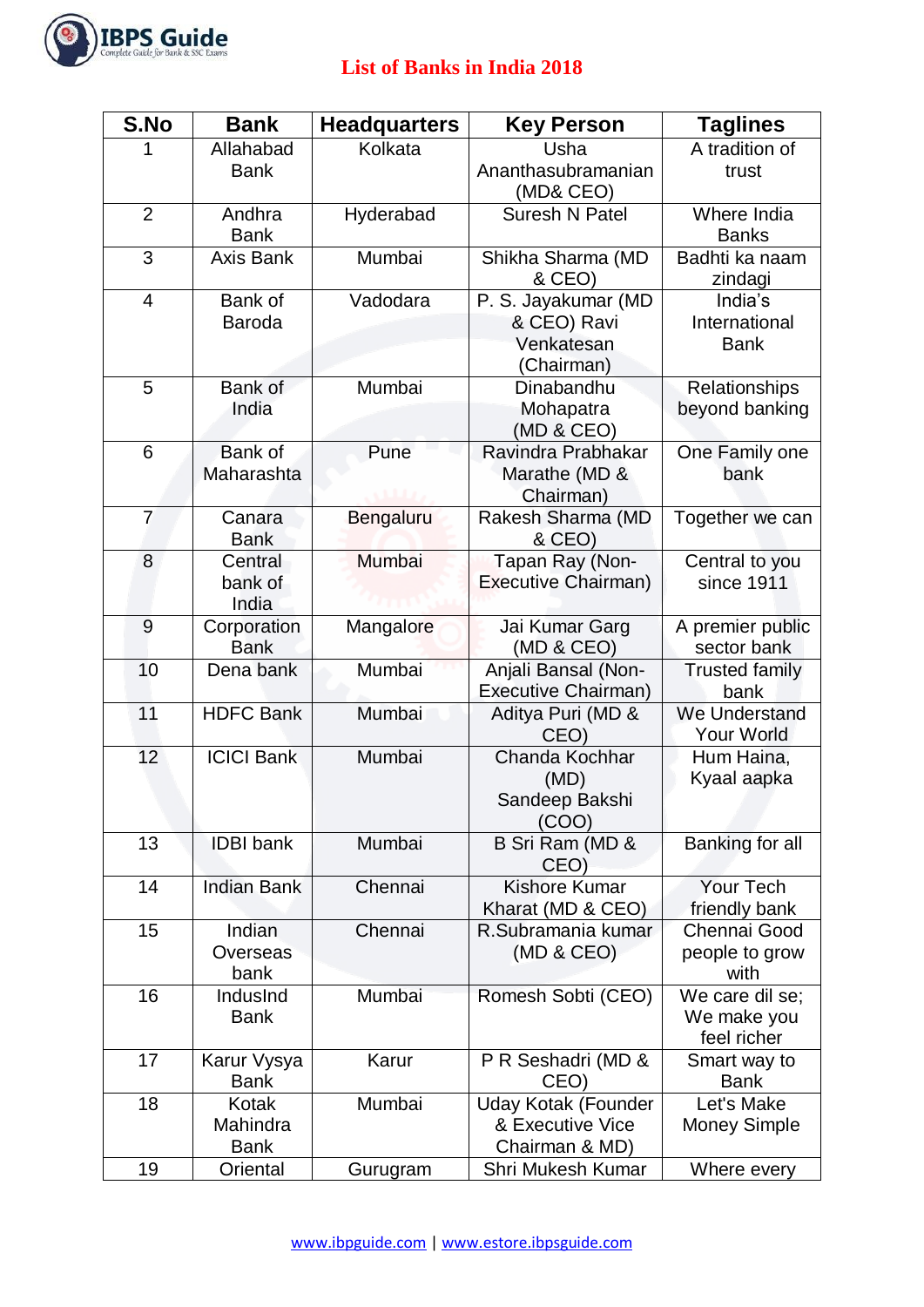# List of Banks in India 2018

| S.No | Bank | Headquarters | Key Person | Taglines |
|---|---|---|---|---|
| 1 | Allahabad Bank | Kolkata | Usha Ananthasubramanian (MD& CEO) | A tradition of trust |
| 2 | Andhra Bank | Hyderabad | Suresh N Patel | Where India Banks |
| 3 | Axis Bank | Mumbai | Shikha Sharma (MD & CEO) | Badhti ka naam zindagi |
| 4 | Bank of Baroda | Vadodara | P. S. Jayakumar (MD & CEO) Ravi Venkatesan (Chairman) | India's International Bank |
| 5 | Bank of India | Mumbai | Dinabandhu Mohapatra (MD & CEO) | Relationships beyond banking |
| 6 | Bank of Maharashta | Pune | Ravindra Prabhakar Marathe (MD & Chairman) | One Family one bank |
| 7 | Canara Bank | Bengaluru | Rakesh Sharma (MD & CEO) | Together we can |
| 8 | Central bank of India | Mumbai | Tapan Ray (Non-Executive Chairman) | Central to you since 1911 |
| 9 | Corporation Bank | Mangalore | Jai Kumar Garg (MD & CEO) | A premier public sector bank |
| 10 | Dena bank | Mumbai | Anjali Bansal (Non-Executive Chairman) | Trusted family bank |
| 11 | HDFC Bank | Mumbai | Aditya Puri (MD & CEO) | We Understand Your World |
| 12 | ICICI Bank | Mumbai | Chanda Kochhar (MD) Sandeep Bakshi (COO) | Hum Haina, Kyaal aapka |
| 13 | IDBI bank | Mumbai | B Sri Ram (MD & CEO) | Banking for all |
| 14 | Indian Bank | Chennai | Kishore Kumar Kharat (MD & CEO) | Your Tech friendly bank |
| 15 | Indian Overseas bank | Chennai | R.Subramania kumar (MD & CEO) | Chennai Good people to grow with |
| 16 | IndusInd Bank | Mumbai | Romesh Sobti (CEO) | We care dil se; We make you feel richer |
| 17 | Karur Vysya Bank | Karur | P R Seshadri (MD & CEO) | Smart way to Bank |
| 18 | Kotak Mahindra Bank | Mumbai | Uday Kotak (Founder & Executive Vice Chairman & MD) | Let's Make Money Simple |
| 19 | Oriental | Gurugram | Shri Mukesh Kumar | Where every |

www.ibpguide.com | www.estore.ibpsguide.com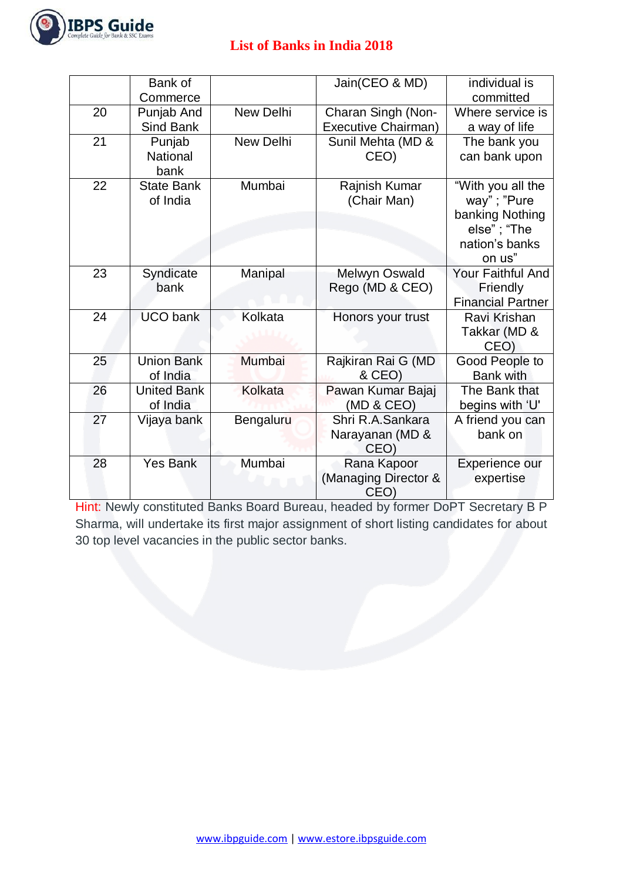## List of Banks in India 2018

| | | | | |
|---|---|---|---|---|
| | Bank of Commerce | | Jain(CEO & MD) | individual is committed |
| 20 | Punjab And Sind Bank | New Delhi | Charan Singh (Non-Executive Chairman) | Where service is a way of life |
| 21 | Punjab National bank | New Delhi | Sunil Mehta (MD & CEO) | The bank you can bank upon |
| 22 | State Bank of India | Mumbai | Rajnish Kumar (Chair Man) | "With you all the way" ; "Pure banking Nothing else" ; "The nation's banks on us" |
| 23 | Syndicate bank | Manipal | Melwyn Oswald Rego (MD & CEO) | Your Faithful And Friendly Financial Partner |
| 24 | UCO bank | Kolkata | Honors your trust | Ravi Krishan Takkar (MD & CEO) |
| 25 | Union Bank of India | Mumbai | Rajkiran Rai G (MD & CEO) | Good People to Bank with |
| 26 | United Bank of India | Kolkata | Pawan Kumar Bajaj (MD & CEO) | The Bank that begins with 'U' |
| 27 | Vijaya bank | Bengaluru | Shri R.A.Sankara Narayanan (MD & CEO) | A friend you can bank on |
| 28 | Yes Bank | Mumbai | Rana Kapoor (Managing Director & CEO) | Experience our expertise |

Hint: Newly constituted Banks Board Bureau, headed by former DoPT Secretary B P Sharma, will undertake its first major assignment of short listing candidates for about 30 top level vacancies in the public sector banks.